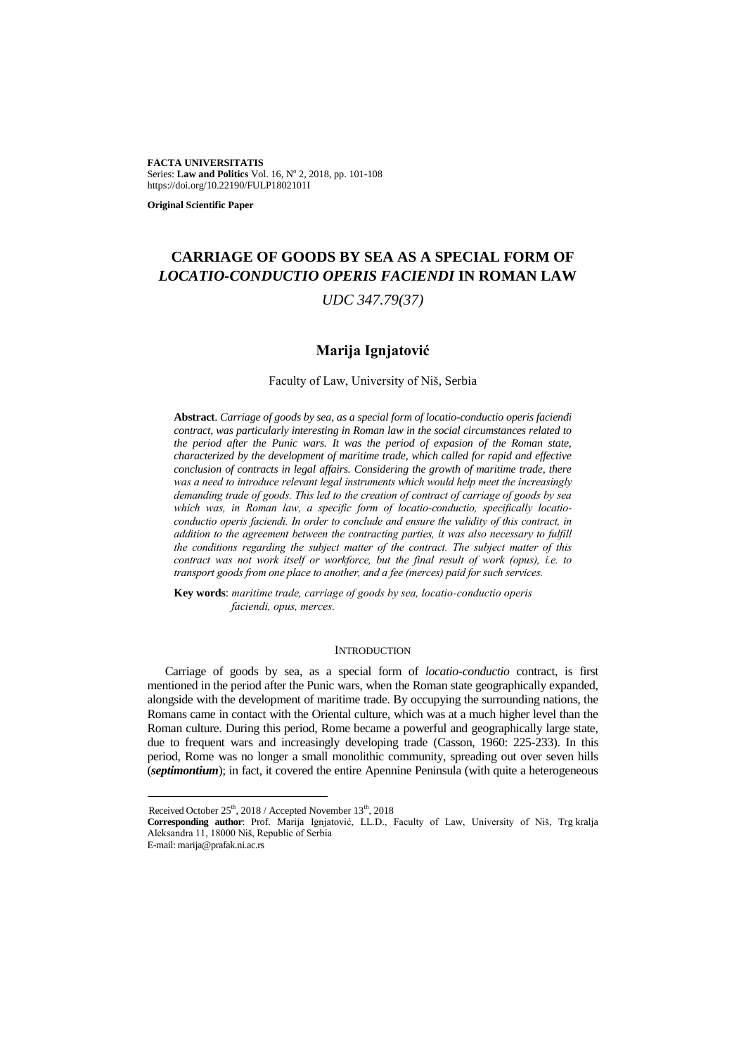**FACTA UNIVERSITATIS**
Series: **Law and Politics** Vol. 16, Nº 2, 2018, pp. 101-108
https://doi.org/10.22190/FULP1802101I

**Original Scientific Paper**

# CARRIAGE OF GOODS BY SEA AS A SPECIAL FORM OF *LOCATIO-CONDUCTIO OPERIS FACIENDI* IN ROMAN LAW

*UDC 347.79(37)*

## Marija Ignjatović

Faculty of Law, University of Niš, Serbia

**Abstract**. *Carriage of goods by sea, as a special form of locatio-conductio operis faciendi contract, was particularly interesting in Roman law in the social circumstances related to the period after the Punic wars. It was the period of expasion of the Roman state, characterized by the development of maritime trade, which called for rapid and effective conclusion of contracts in legal affairs. Considering the growth of maritime trade, there was a need to introduce relevant legal instruments which would help meet the increasingly demanding trade of goods. This led to the creation of contract of carriage of goods by sea which was, in Roman law, a specific form of locatio-conductio, specifically locatio-conductio operis faciendi. In order to conclude and ensure the validity of this contract, in addition to the agreement between the contracting parties, it was also necessary to fulfill the conditions regarding the subject matter of the contract. The subject matter of this contract was not work itself or workforce, but the final result of work (opus), i.e. to transport goods from one place to another, and a fee (merces) paid for such services.*

**Key words**: *maritime trade, carriage of goods by sea, locatio-conductio operis faciendi, opus, merces.*

## INTRODUCTION

Carriage of goods by sea, as a special form of *locatio-conductio* contract, is first mentioned in the period after the Punic wars, when the Roman state geographically expanded, alongside with the development of maritime trade. By occupying the surrounding nations, the Romans came in contact with the Oriental culture, which was at a much higher level than the Roman culture. During this period, Rome became a powerful and geographically large state, due to frequent wars and increasingly developing trade (Casson, 1960: 225-233). In this period, Rome was no longer a small monolithic community, spreading out over seven hills (***septimontium***); in fact, it covered the entire Apennine Peninsula (with quite a heterogeneous

---

Received October 25th, 2018 / Accepted November 13th, 2018
**Corresponding author**: Prof. Marija Ignjatović, LL.D., Faculty of Law, University of Niš, Trg kralja Aleksandra 11, 18000 Niš, Republic of Serbia
E-mail: marija@prafak.ni.ac.rs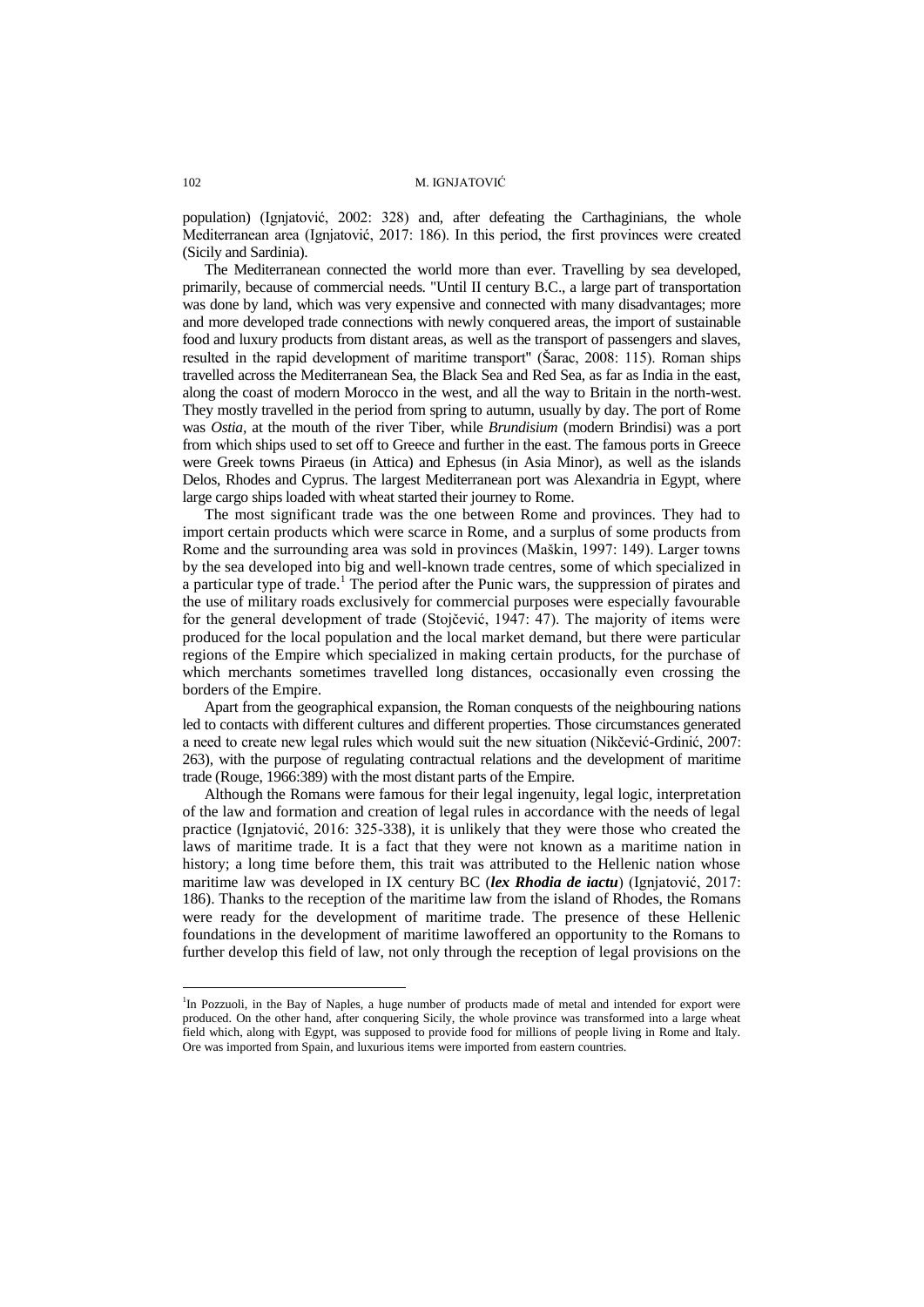population) (Ignjatović, 2002: 328) and, after defeating the Carthaginians, the whole Mediterranean area (Ignjatović, 2017: 186). In this period, the first provinces were created (Sicily and Sardinia).

The Mediterranean connected the world more than ever. Travelling by sea developed, primarily, because of commercial needs. "Until II century B.C., a large part of transportation was done by land, which was very expensive and connected with many disadvantages; more and more developed trade connections with newly conquered areas, the import of sustainable food and luxury products from distant areas, as well as the transport of passengers and slaves, resulted in the rapid development of maritime transport" (Šarac, 2008: 115). Roman ships travelled across the Mediterranean Sea, the Black Sea and Red Sea, as far as India in the east, along the coast of modern Morocco in the west, and all the way to Britain in the north-west. They mostly travelled in the period from spring to autumn, usually by day. The port of Rome was *Ostia*, at the mouth of the river Tiber, while *Brundisium* (modern Brindisi) was a port from which ships used to set off to Greece and further in the east. The famous ports in Greece were Greek towns Piraeus (in Attica) and Ephesus (in Asia Minor), as well as the islands Delos, Rhodes and Cyprus. The largest Mediterranean port was Alexandria in Egypt, where large cargo ships loaded with wheat started their journey to Rome.

The most significant trade was the one between Rome and provinces. They had to import certain products which were scarce in Rome, and a surplus of some products from Rome and the surrounding area was sold in provinces (Maškin, 1997: 149). Larger towns by the sea developed into big and well-known trade centres, some of which specialized in a particular type of trade.[1] The period after the Punic wars, the suppression of pirates and the use of military roads exclusively for commercial purposes were especially favourable for the general development of trade (Stojčević, 1947: 47). The majority of items were produced for the local population and the local market demand, but there were particular regions of the Empire which specialized in making certain products, for the purchase of which merchants sometimes travelled long distances, occasionally even crossing the borders of the Empire.

Apart from the geographical expansion, the Roman conquests of the neighbouring nations led to contacts with different cultures and different properties. Those circumstances generated a need to create new legal rules which would suit the new situation (Nikčević-Grdinić, 2007: 263), with the purpose of regulating contractual relations and the development of maritime trade (Rouge, 1966:389) with the most distant parts of the Empire.

Although the Romans were famous for their legal ingenuity, legal logic, interpretation of the law and formation and creation of legal rules in accordance with the needs of legal practice (Ignjatović, 2016: 325-338), it is unlikely that they were those who created the laws of maritime trade. It is a fact that they were not known as a maritime nation in history; a long time before them, this trait was attributed to the Hellenic nation whose maritime law was developed in IX century BC (***lex Rhodia de iactu***) (Ignjatović, 2017: 186). Thanks to the reception of the maritime law from the island of Rhodes, the Romans were ready for the development of maritime trade. The presence of these Hellenic foundations in the development of maritime lawoffered an opportunity to the Romans to further develop this field of law, not only through the reception of legal provisions on the

[1]In Pozzuoli, in the Bay of Naples, a huge number of products made of metal and intended for export were produced. On the other hand, after conquering Sicily, the whole province was transformed into a large wheat field which, along with Egypt, was supposed to provide food for millions of people living in Rome and Italy. Ore was imported from Spain, and luxurious items were imported from eastern countries.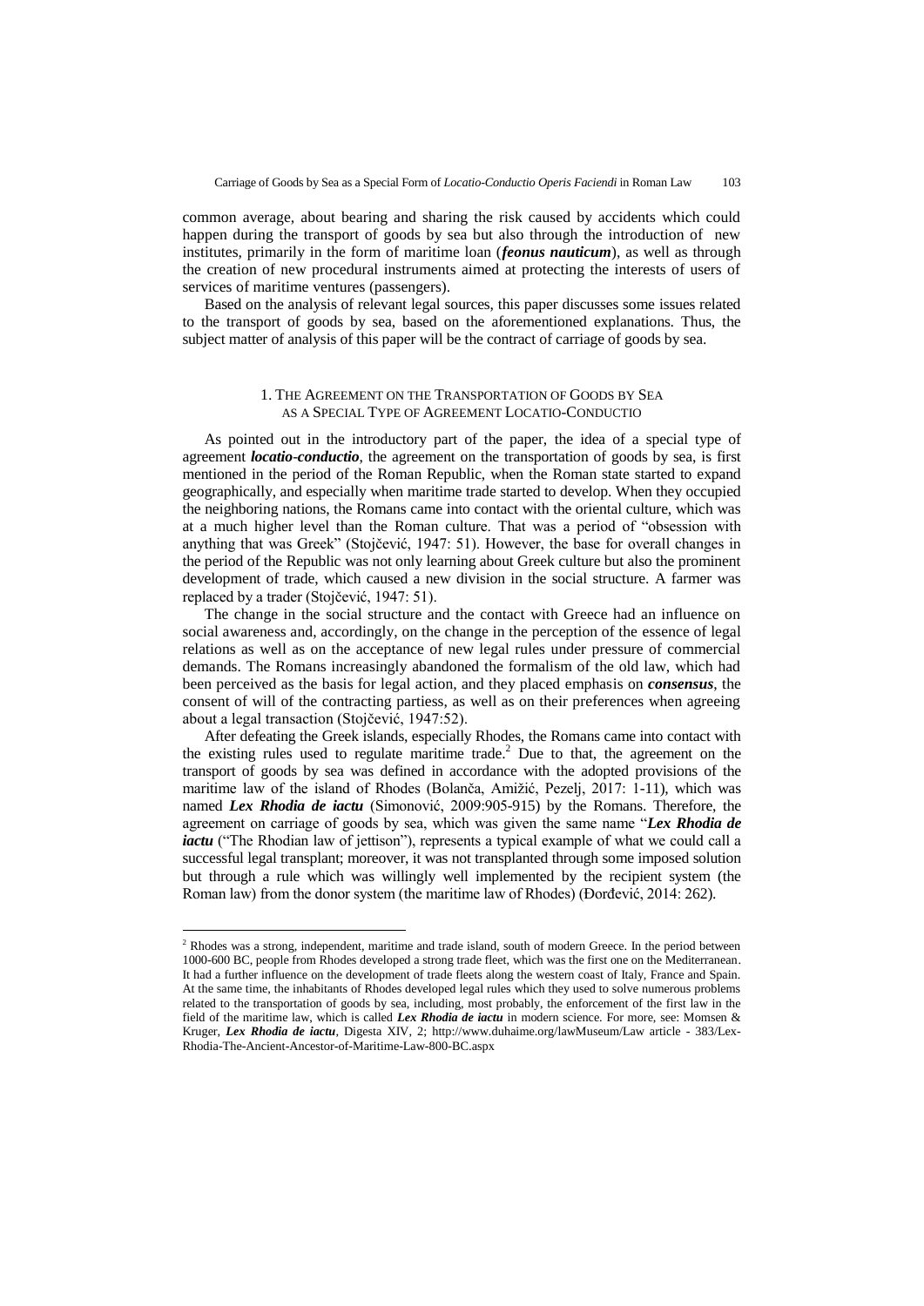common average, about bearing and sharing the risk caused by accidents which could happen during the transport of goods by sea but also through the introduction of new institutes, primarily in the form of maritime loan (***feonus nauticum***), as well as through the creation of new procedural instruments aimed at protecting the interests of users of services of maritime ventures (passengers).

Based on the analysis of relevant legal sources, this paper discusses some issues related to the transport of goods by sea, based on the aforementioned explanations. Thus, the subject matter of analysis of this paper will be the contract of carriage of goods by sea.

## 1. The Agreement on the Transportation of Goods by Sea as a Special Type of Agreement Locatio-Conductio

As pointed out in the introductory part of the paper, the idea of a special type of agreement ***locatio-conductio***, the agreement on the transportation of goods by sea, is first mentioned in the period of the Roman Republic, when the Roman state started to expand geographically, and especially when maritime trade started to develop. When they occupied the neighboring nations, the Romans came into contact with the oriental culture, which was at a much higher level than the Roman culture. That was a period of "obsession with anything that was Greek" (Stojčević, 1947: 51). However, the base for overall changes in the period of the Republic was not only learning about Greek culture but also the prominent development of trade, which caused a new division in the social structure. A farmer was replaced by a trader (Stojčević, 1947: 51).

The change in the social structure and the contact with Greece had an influence on social awareness and, accordingly, on the change in the perception of the essence of legal relations as well as on the acceptance of new legal rules under pressure of commercial demands. The Romans increasingly abandoned the formalism of the old law, which had been perceived as the basis for legal action, and they placed emphasis on ***consensus***, the consent of will of the contracting partiess, as well as on their preferences when agreeing about a legal transaction (Stojčević, 1947:52).

After defeating the Greek islands, especially Rhodes, the Romans came into contact with the existing rules used to regulate maritime trade.[2] Due to that, the agreement on the transport of goods by sea was defined in accordance with the adopted provisions of the maritime law of the island of Rhodes (Bolanča, Amižić, Pezelj, 2017: 1-11), which was named ***Lex Rhodia de iactu*** (Simonović, 2009:905-915) by the Romans. Therefore, the agreement on carriage of goods by sea, which was given the same name "***Lex Rhodia de iactu*** ("The Rhodian law of jettison"), represents a typical example of what we could call a successful legal transplant; moreover, it was not transplanted through some imposed solution but through a rule which was willingly well implemented by the recipient system (the Roman law) from the donor system (the maritime law of Rhodes) (Đorđević, 2014: 262).

[2] Rhodes was a strong, independent, maritime and trade island, south of modern Greece. In the period between 1000-600 BC, people from Rhodes developed a strong trade fleet, which was the first one on the Mediterranean. It had a further influence on the development of trade fleets along the western coast of Italy, France and Spain. At the same time, the inhabitants of Rhodes developed legal rules which they used to solve numerous problems related to the transportation of goods by sea, including, most probably, the enforcement of the first law in the field of the maritime law, which is called ***Lex Rhodia de iactu*** in modern science. For more, see: Momsen & Kruger, ***Lex Rhodia de iactu***, Digesta XIV, 2; http://www.duhaime.org/lawMuseum/Law article - 383/Lex-Rhodia-The-Ancient-Ancestor-of-Maritime-Law-800-BC.aspx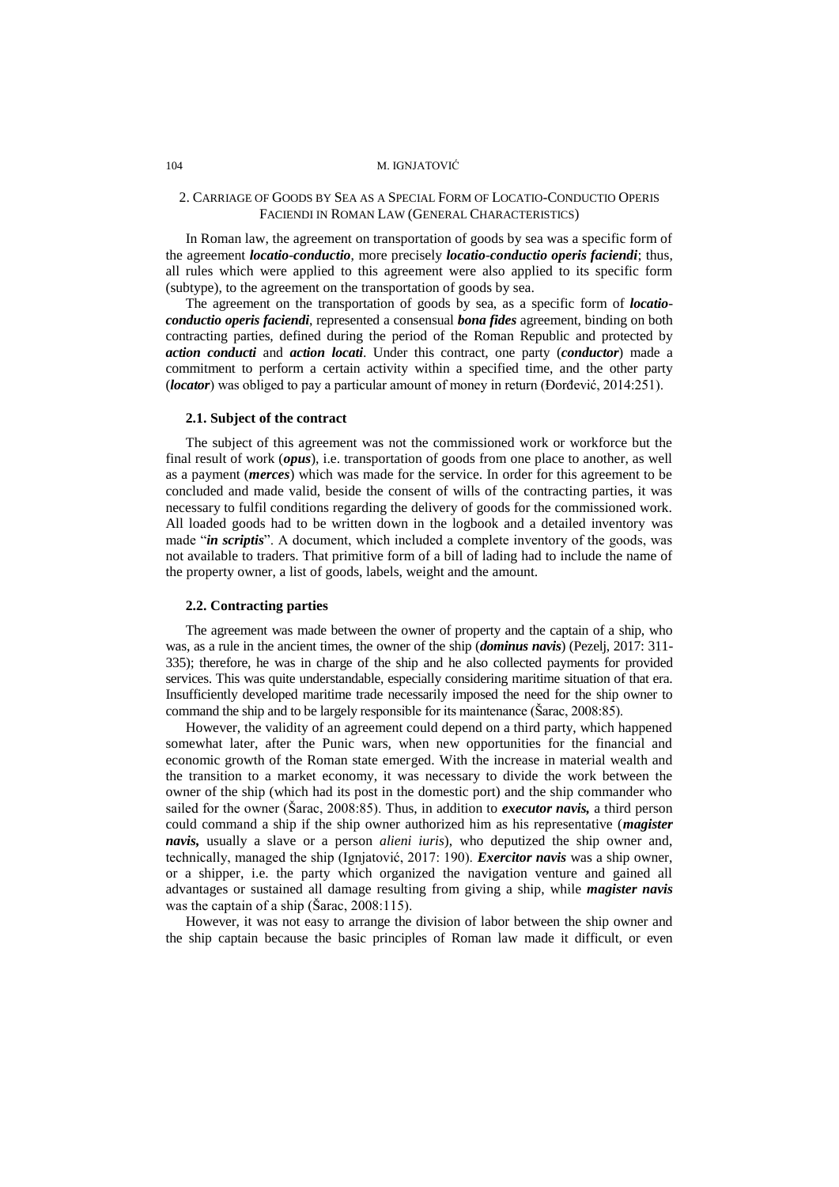## 2. Carriage of Goods by Sea as a Special Form of Locatio-Conductio Operis Faciendi in Roman Law (General Characteristics)

In Roman law, the agreement on transportation of goods by sea was a specific form of the agreement ***locatio-conductio***, more precisely ***locatio-conductio operis faciendi***; thus, all rules which were applied to this agreement were also applied to its specific form (subtype), to the agreement on the transportation of goods by sea.

The agreement on the transportation of goods by sea, as a specific form of ***locatio-conductio operis faciendi***, represented a consensual ***bona fides*** agreement, binding on both contracting parties, defined during the period of the Roman Republic and protected by ***action conducti*** and ***action locati***. Under this contract, one party (***conductor***) made a commitment to perform a certain activity within a specified time, and the other party (***locator***) was obliged to pay a particular amount of money in return (Đorđević, 2014:251).

### 2.1. Subject of the contract

The subject of this agreement was not the commissioned work or workforce but the final result of work (***opus***), i.e. transportation of goods from one place to another, as well as a payment (***merces***) which was made for the service. In order for this agreement to be concluded and made valid, beside the consent of wills of the contracting parties, it was necessary to fulfil conditions regarding the delivery of goods for the commissioned work. All loaded goods had to be written down in the logbook and a detailed inventory was made "***in scriptis***". A document, which included a complete inventory of the goods, was not available to traders. That primitive form of a bill of lading had to include the name of the property owner, a list of goods, labels, weight and the amount.

### 2.2. Contracting parties

The agreement was made between the owner of property and the captain of a ship, who was, as a rule in the ancient times, the owner of the ship (***dominus navis***) (Pezelj, 2017: 311-335); therefore, he was in charge of the ship and he also collected payments for provided services. This was quite understandable, especially considering maritime situation of that era. Insufficiently developed maritime trade necessarily imposed the need for the ship owner to command the ship and to be largely responsible for its maintenance (Šarac, 2008:85).

However, the validity of an agreement could depend on a third party, which happened somewhat later, after the Punic wars, when new opportunities for the financial and economic growth of the Roman state emerged. With the increase in material wealth and the transition to a market economy, it was necessary to divide the work between the owner of the ship (which had its post in the domestic port) and the ship commander who sailed for the owner (Šarac, 2008:85). Thus, in addition to ***executor navis,*** a third person could command a ship if the ship owner authorized him as his representative (***magister navis,*** usually a slave or a person *alieni iuris*), who deputized the ship owner and, technically, managed the ship (Ignjatović, 2017: 190). ***Exercitor navis*** was a ship owner, or a shipper, i.e. the party which organized the navigation venture and gained all advantages or sustained all damage resulting from giving a ship, while ***magister navis*** was the captain of a ship (Šarac, 2008:115).

However, it was not easy to arrange the division of labor between the ship owner and the ship captain because the basic principles of Roman law made it difficult, or even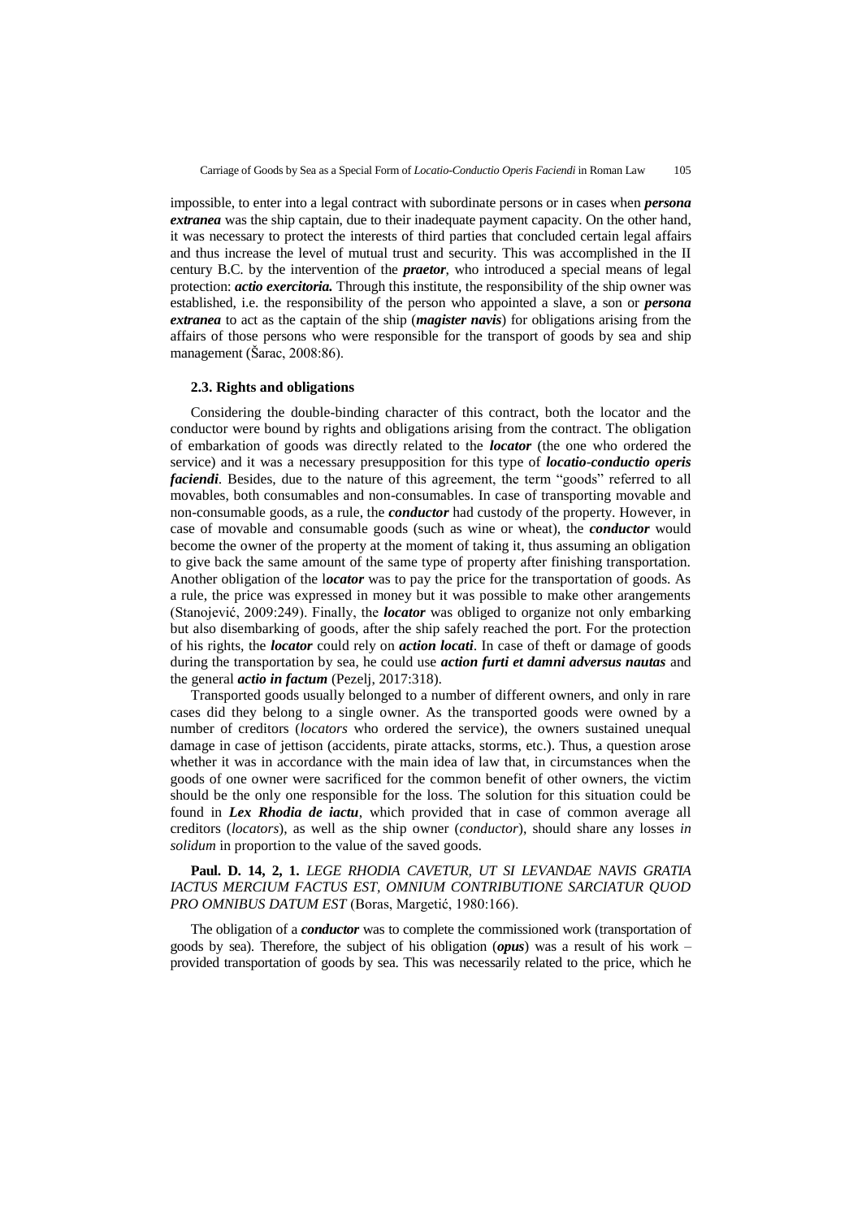impossible, to enter into a legal contract with subordinate persons or in cases when ***persona extranea*** was the ship captain, due to their inadequate payment capacity. On the other hand, it was necessary to protect the interests of third parties that concluded certain legal affairs and thus increase the level of mutual trust and security. This was accomplished in the II century B.C. by the intervention of the ***praetor***, who introduced a special means of legal protection: ***actio exercitoria.*** Through this institute, the responsibility of the ship owner was established, i.e. the responsibility of the person who appointed a slave, a son or ***persona extranea*** to act as the captain of the ship (***magister navis***) for obligations arising from the affairs of those persons who were responsible for the transport of goods by sea and ship management (Šarac, 2008:86).

### 2.3. Rights and obligations

Considering the double-binding character of this contract, both the locator and the conductor were bound by rights and obligations arising from the contract. The obligation of embarkation of goods was directly related to the ***locator*** (the one who ordered the service) and it was a necessary presupposition for this type of ***locatio-conductio operis faciendi***. Besides, due to the nature of this agreement, the term "goods" referred to all movables, both consumables and non-consumables. In case of transporting movable and non-consumable goods, as a rule, the ***conductor*** had custody of the property. However, in case of movable and consumable goods (such as wine or wheat), the ***conductor*** would become the owner of the property at the moment of taking it, thus assuming an obligation to give back the same amount of the same type of property after finishing transportation. Another obligation of the l***ocator*** was to pay the price for the transportation of goods. As a rule, the price was expressed in money but it was possible to make other arangements (Stanojević, 2009:249). Finally, the ***locator*** was obliged to organize not only embarking but also disembarking of goods, after the ship safely reached the port. For the protection of his rights, the ***locator*** could rely on ***action locati***. In case of theft or damage of goods during the transportation by sea, he could use ***action furti et damni adversus nautas*** and the general ***actio in factum*** (Pezelj, 2017:318).

Transported goods usually belonged to a number of different owners, and only in rare cases did they belong to a single owner. As the transported goods were owned by a number of creditors (*locators* who ordered the service), the owners sustained unequal damage in case of jettison (accidents, pirate attacks, storms, etc.). Thus, a question arose whether it was in accordance with the main idea of law that, in circumstances when the goods of one owner were sacrificed for the common benefit of other owners, the victim should be the only one responsible for the loss. The solution for this situation could be found in ***Lex Rhodia de iactu***, which provided that in case of common average all creditors (*locators*), as well as the ship owner (*conductor*), should share any losses *in solidum* in proportion to the value of the saved goods.

**Paul. D. 14, 2, 1.** *LEGE RHODIA CAVETUR, UT SI LEVANDAE NAVIS GRATIA IACTUS MERCIUM FACTUS EST, OMNIUM CONTRIBUTIONE SARCIATUR QUOD PRO OMNIBUS DATUM EST* (Boras, Margetić, 1980:166).

The obligation of a ***conductor*** was to complete the commissioned work (transportation of goods by sea). Therefore, the subject of his obligation (***opus***) was a result of his work – provided transportation of goods by sea. This was necessarily related to the price, which he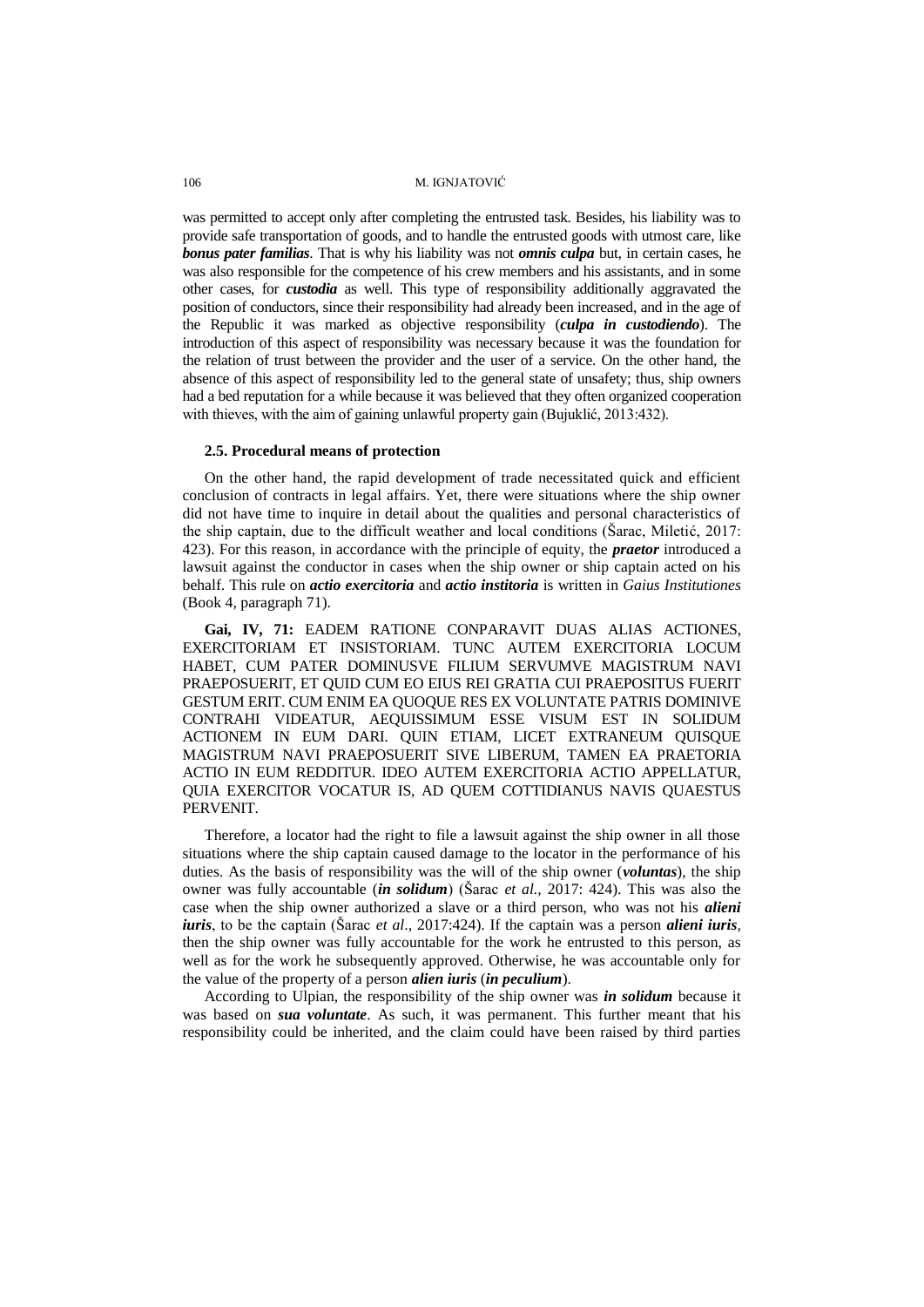was permitted to accept only after completing the entrusted task. Besides, his liability was to provide safe transportation of goods, and to handle the entrusted goods with utmost care, like ***bonus pater familias***. That is why his liability was not ***omnis culpa*** but, in certain cases, he was also responsible for the competence of his crew members and his assistants, and in some other cases, for ***custodia*** as well. This type of responsibility additionally aggravated the position of conductors, since their responsibility had already been increased, and in the age of the Republic it was marked as objective responsibility (***culpa in custodiendo***). The introduction of this aspect of responsibility was necessary because it was the foundation for the relation of trust between the provider and the user of a service. On the other hand, the absence of this aspect of responsibility led to the general state of unsafety; thus, ship owners had a bed reputation for a while because it was believed that they often organized cooperation with thieves, with the aim of gaining unlawful property gain (Bujuklić, 2013:432).

### 2.5. Procedural means of protection

On the other hand, the rapid development of trade necessitated quick and efficient conclusion of contracts in legal affairs. Yet, there were situations where the ship owner did not have time to inquire in detail about the qualities and personal characteristics of the ship captain, due to the difficult weather and local conditions (Šarac, Miletić, 2017: 423). For this reason, in accordance with the principle of equity, the ***praetor*** introduced a lawsuit against the conductor in cases when the ship owner or ship captain acted on his behalf. This rule on ***actio exercitoria*** and ***actio institoria*** is written in *Gaius Institutiones* (Book 4, paragraph 71).

**Gai, IV, 71:** EADEM RATIONE CONPARAVIT DUAS ALIAS ACTIONES, EXERCITORIAM ET INSISTORIAM. TUNC AUTEM EXERCITORIA LOCUM HABET, CUM PATER DOMINUSVE FILIUM SERVUMVE MAGISTRUM NAVI PRAEPOSUERIT, ET QUID CUM EO EIUS REI GRATIA CUI PRAEPOSITUS FUERIT GESTUM ERIT. CUM ENIM EA QUOQUE RES EX VOLUNTATE PATRIS DOMINIVE CONTRAHI VIDEATUR, AEQUISSIMUM ESSE VISUM EST IN SOLIDUM ACTIONEM IN EUM DARI. QUIN ETIAM, LICET EXTRANEUM QUISQUE MAGISTRUM NAVI PRAEPOSUERIT SIVE LIBERUM, TAMEN EA PRAETORIA ACTIO IN EUM REDDITUR. IDEO AUTEM EXERCITORIA ACTIO APPELLATUR, QUIA EXERCITOR VOCATUR IS, AD QUEM COTTIDIANUS NAVIS QUAESTUS PERVENIT.

Therefore, a locator had the right to file a lawsuit against the ship owner in all those situations where the ship captain caused damage to the locator in the performance of his duties. As the basis of responsibility was the will of the ship owner (***voluntas***), the ship owner was fully accountable (***in solidum***) (Šarac *et al.*, 2017: 424). This was also the case when the ship owner authorized a slave or a third person, who was not his ***alieni iuris***, to be the captain (Šarac *et al*., 2017:424). If the captain was a person ***alieni iuris***, then the ship owner was fully accountable for the work he entrusted to this person, as well as for the work he subsequently approved. Otherwise, he was accountable only for the value of the property of a person ***alien iuris*** (***in peculium***).

According to Ulpian, the responsibility of the ship owner was ***in solidum*** because it was based on ***sua voluntate***. As such, it was permanent. This further meant that his responsibility could be inherited, and the claim could have been raised by third parties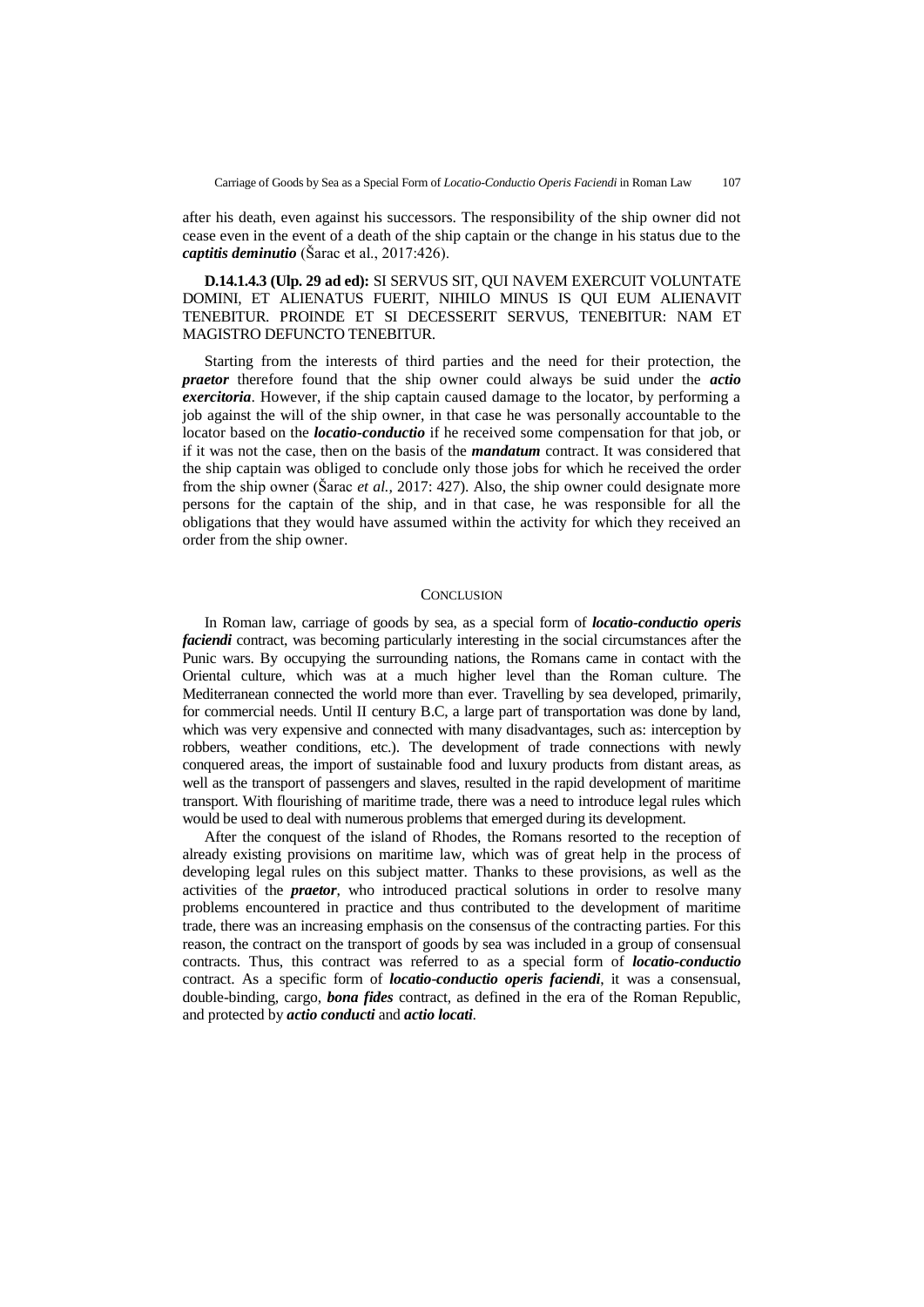after his death, even against his successors. The responsibility of the ship owner did not cease even in the event of a death of the ship captain or the change in his status due to the ***captitis deminutio*** (Šarac et al., 2017:426).

**D.14.1.4.3 (Ulp. 29 ad ed):** SI SERVUS SIT, QUI NAVEM EXERCUIT VOLUNTATE DOMINI, ET ALIENATUS FUERIT, NIHILO MINUS IS QUI EUM ALIENAVIT TENEBITUR. PROINDE ET SI DECESSERIT SERVUS, TENEBITUR: NAM ET MAGISTRO DEFUNCTO TENEBITUR.

Starting from the interests of third parties and the need for their protection, the ***praetor*** therefore found that the ship owner could always be suid under the ***actio exercitoria***. However, if the ship captain caused damage to the locator, by performing a job against the will of the ship owner, in that case he was personally accountable to the locator based on the ***locatio-conductio*** if he received some compensation for that job, or if it was not the case, then on the basis of the ***mandatum*** contract. It was considered that the ship captain was obliged to conclude only those jobs for which he received the order from the ship owner (Šarac *et al.,* 2017: 427). Also, the ship owner could designate more persons for the captain of the ship, and in that case, he was responsible for all the obligations that they would have assumed within the activity for which they received an order from the ship owner.

## Conclusion

In Roman law, carriage of goods by sea, as a special form of ***locatio-conductio operis faciendi*** contract, was becoming particularly interesting in the social circumstances after the Punic wars. By occupying the surrounding nations, the Romans came in contact with the Oriental culture, which was at a much higher level than the Roman culture. The Mediterranean connected the world more than ever. Travelling by sea developed, primarily, for commercial needs. Until II century B.C, a large part of transportation was done by land, which was very expensive and connected with many disadvantages, such as: interception by robbers, weather conditions, etc.). The development of trade connections with newly conquered areas, the import of sustainable food and luxury products from distant areas, as well as the transport of passengers and slaves, resulted in the rapid development of maritime transport. With flourishing of maritime trade, there was a need to introduce legal rules which would be used to deal with numerous problems that emerged during its development.

After the conquest of the island of Rhodes, the Romans resorted to the reception of already existing provisions on maritime law, which was of great help in the process of developing legal rules on this subject matter. Thanks to these provisions, as well as the activities of the ***praetor***, who introduced practical solutions in order to resolve many problems encountered in practice and thus contributed to the development of maritime trade, there was an increasing emphasis on the consensus of the contracting parties. For this reason, the contract on the transport of goods by sea was included in a group of consensual contracts. Thus, this contract was referred to as a special form of ***locatio-conductio*** contract. As a specific form of ***locatio-conductio operis faciendi***, it was a consensual, double-binding, cargo, ***bona fides*** contract, as defined in the era of the Roman Republic, and protected by ***actio conducti*** and ***actio locati***.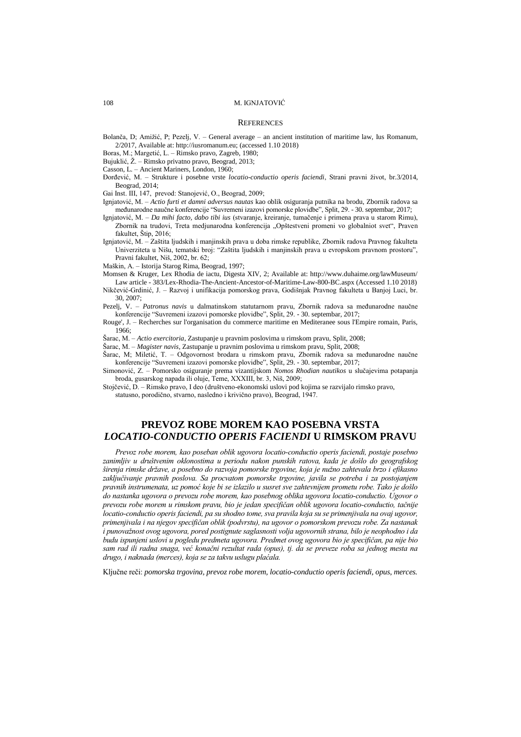## References

Bolanča, D; Amižić, P; Pezelj, V. – General average – an ancient institution of maritime law, Ius Romanum, 2/2017, Available at: http://iusromanum.eu; (accessed 1.10 2018)

Boras, M.; Margetić, L. – Rimsko pravo, Zagreb, 1980;

Bujuklić, Ž. – Rimsko privatno pravo, Beograd, 2013;

Casson, L. – Ancient Mariners, London, 1960;

Đorđević, M. – Strukture i posebne vrste *locatio-conductio operis faciendi*, Strani pravni život, br.3/2014, Beograd, 2014;

Gai Inst. III, 147, prevod: Stanojević, O., Beograd, 2009;

Ignjatović, M. – *Actio furti et damni adversus nautas* kao oblik osiguranja putnika na brodu, Zbornik radova sa međunarodne naučne konferencije "Suvremeni izazovi pomorske plovidbe", Split, 29. - 30. septembar, 2017;

Ignjatović, M. – *Da mihi facto, dabo tibi ius* (stvaranje, kreiranje, tumačenje i primena prava u starom Rimu), Zbornik na trudovi, Treta medjunarodna konferencija „Opštestveni promeni vo globalniot svet", Praven fakultet, Štip, 2016;

Ignjatović, M. – Zaštita ljudskih i manjinskih prava u doba rimske republike, Zbornik radova Pravnog fakulteta Univerziteta u Nišu, tematski broj: "Zaštita ljudskih i manjinskih prava u evropskom pravnom prostoru", Pravni fakultet, Niš, 2002, br. 62;

Maškin, A. – Istorija Starog Rima, Beograd, 1997;

Momsen & Kruger, Lex Rhodia de iactu, Digesta XIV, 2; Available at: http://www.duhaime.org/lawMuseum/Law article - 383/Lex-Rhodia-The-Ancient-Ancestor-of-Maritime-Law-800-BC.aspx (Accessed 1.10 2018)

Nikčević-Grdinić, J. – Razvoj i unifikacija pomorskog prava, Godišnjak Pravnog fakulteta u Banjoj Luci, br. 30, 2007;

Pezelj, V. – *Patronus navis* u dalmatinskom statutarnom pravu, Zbornik radova sa međunarodne naučne konferencije "Suvremeni izazovi pomorske plovidbe", Split, 29. - 30. septembar, 2017;

Rouge', J. – Recherches sur l'organisation du commerce maritime en Mediteranee sous l'Empire romain, Paris, 1966;

Šarac, M. – *Actio exercitoria*, Zastupanje u pravnim poslovima u rimskom pravu, Split, 2008;

Šarac, M. – *Magister navis*, Zastupanje u pravnim poslovima u rimskom pravu, Split, 2008;

Šarac, M; Miletić, T. – Odgovornost brodara u rimskom pravu, Zbornik radova sa međunarodne naučne konferencije "Suvremeni izazovi pomorske plovidbe", Split, 29. - 30. septembar, 2017;

Simonović, Z. – Pomorsko osiguranje prema vizantijskom *Nomos Rhodian nautikos* u slučajevima potapanja broda, gusarskog napada ili oluje, Teme, XXXIII, br. 3, Niš, 2009;

Stojčević, D. – Rimsko pravo, I deo (društveno-ekonomski uslovi pod kojima se razvijalo rimsko pravo, statusno, porodično, stvarno, nasledno i krivično pravo), Beograd, 1947.

# PREVOZ ROBE MOREM KAO POSEBNA VRSTA *LOCATIO-CONDUCTIO OPERIS FACIENDI* U RIMSKOM PRAVU

*Prevoz robe morem, kao poseban oblik ugovora locatio-conductio operis faciendi, postaje posebno zanimljiv u društvenim oklonostima u periodu nakon punskih ratova, kada je došlo do geografskog širenja rimske države, a posebno do razvoja pomorske trgovine, koja je nužno zahtevala brzo i efikasno zaključivanje pravnih poslova. Sa procvatom pomorske trgovine, javila se potreba i za postojanjem pravnih instrumenata, uz pomoć koje bi se izlazilo u susret sve zahtevnijem prometu robe. Tako je došlo do nastanka ugovora o prevozu robe morem, kao posebnog oblika ugovora locatio-conductio. Ugovor o prevozu robe morem u rimskom pravu, bio je jedan specifičan oblik ugovora locatio-conductio, tačnije locatio-conductio operis faciendi, pa su shodno tome, sva pravila koja su se primenjivala na ovaj ugovor, primenjivala i na njegov specifičan oblik (podvrstu), na ugovor o pomorskom prevozu robe. Za nastanak i punovažnost ovog ugovora, pored postignute saglasnosti volja ugovornih strana, bilo je neophodno i da budu ispunjeni uslovi u pogledu predmeta ugovora. Predmet ovog ugovora bio je specifičan, pa nije bio sam rad ili radna snaga, već konačni rezultat rada (opus), tj. da se preveze roba sa jednog mesta na drugo, i naknada (merces), koja se za takvu uslugu plaćala.*

Ključne reči: *pomorska trgovina, prevoz robe morem, locatio-conductio operis faciendi, opus, merces.*